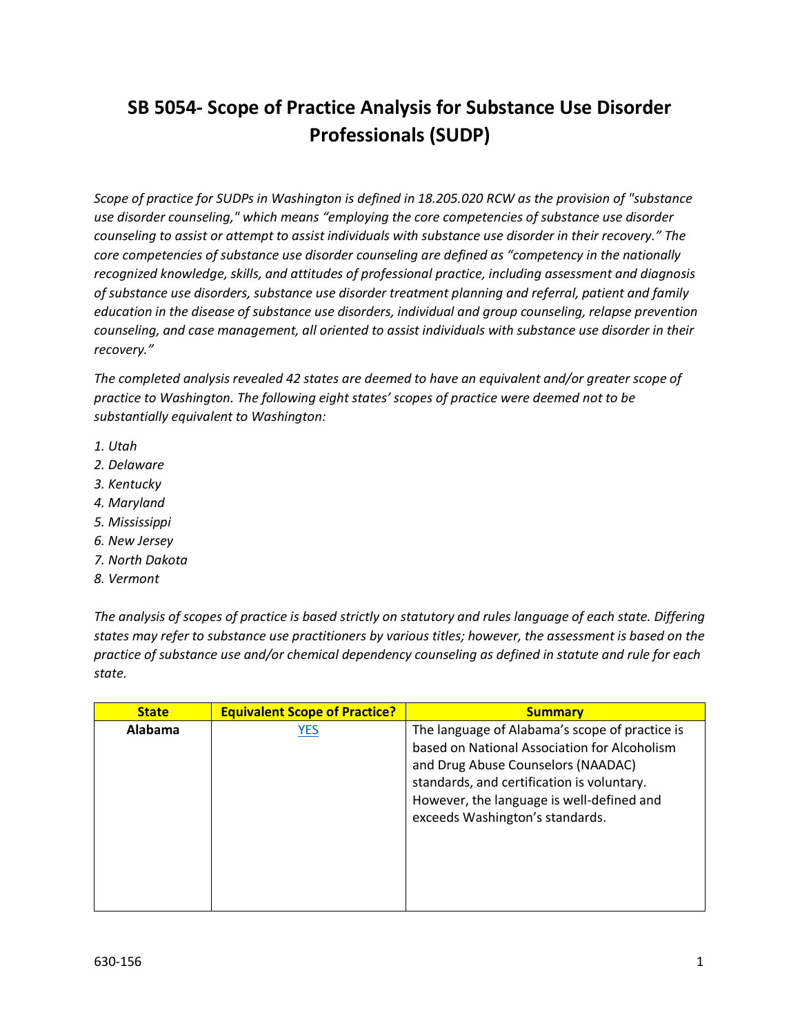# SB 5054- Scope of Practice Analysis for Substance Use Disorder Professionals (SUDP)

*Scope of practice for SUDPs in Washington is defined in 18.205.020 RCW as the provision of "substance use disorder counseling," which means "employing the core competencies of substance use disorder counseling to assist or attempt to assist individuals with substance use disorder in their recovery." The core competencies of substance use disorder counseling are defined as "competency in the nationally recognized knowledge, skills, and attitudes of professional practice, including assessment and diagnosis of substance use disorders, substance use disorder treatment planning and referral, patient and family education in the disease of substance use disorders, individual and group counseling, relapse prevention counseling, and case management, all oriented to assist individuals with substance use disorder in their recovery."*

*The completed analysis revealed 42 states are deemed to have an equivalent and/or greater scope of practice to Washington. The following eight states' scopes of practice were deemed not to be substantially equivalent to Washington:*

1. *Utah*
2. *Delaware*
3. *Kentucky*
4. *Maryland*
5. *Mississippi*
6. *New Jersey*
7. *North Dakota*
8. *Vermont*

*The analysis of scopes of practice is based strictly on statutory and rules language of each state. Differing states may refer to substance use practitioners by various titles; however, the assessment is based on the practice of substance use and/or chemical dependency counseling as defined in statute and rule for each state.*

| State | Equivalent Scope of Practice? | Summary |
|---|---|---|
| **Alabama** | YES | The language of Alabama's scope of practice is based on National Association for Alcoholism and Drug Abuse Counselors (NAADAC) standards, and certification is voluntary. However, the language is well-defined and exceeds Washington's standards. |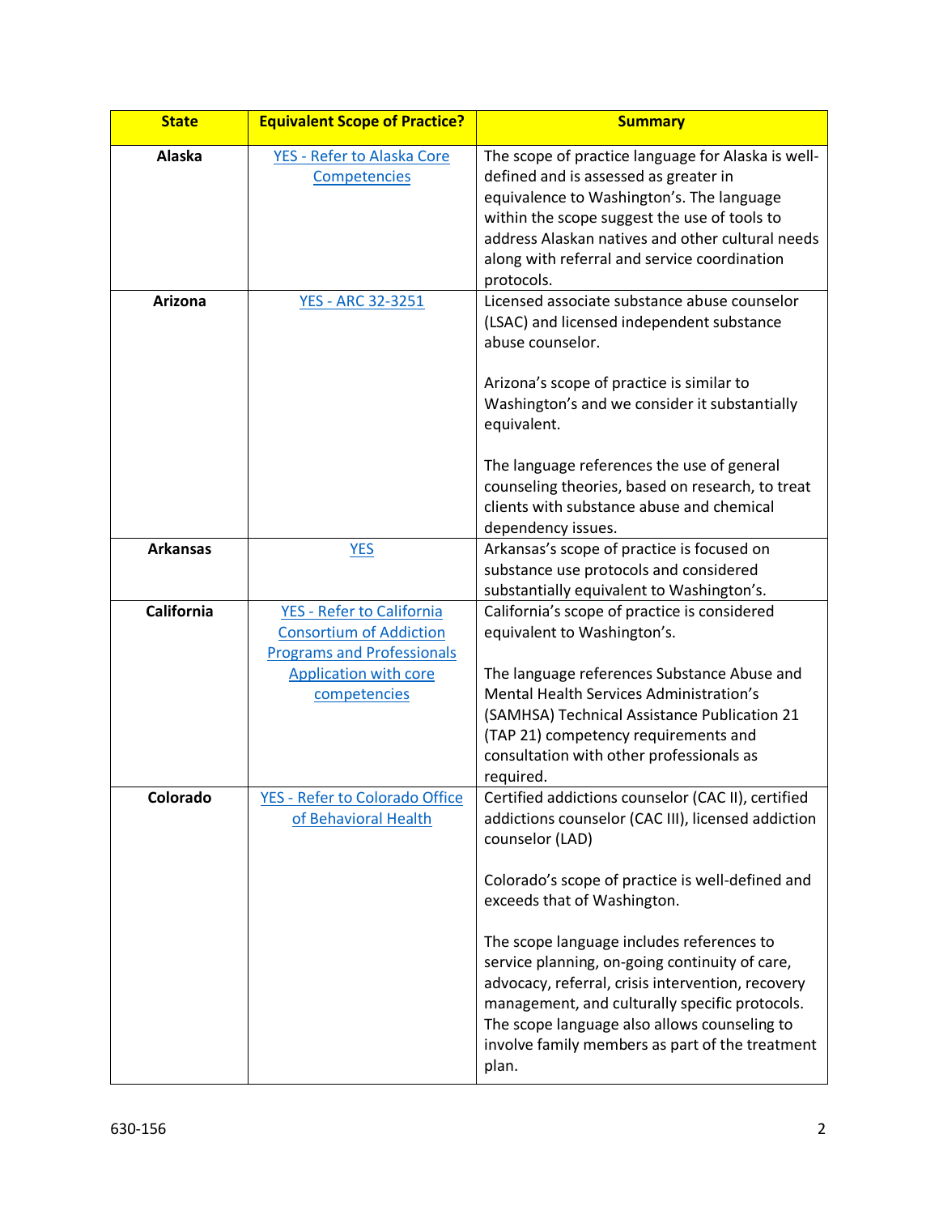| State | Equivalent Scope of Practice? | Summary |
|---|---|---|
| **Alaska** | YES - Refer to Alaska Core Competencies | The scope of practice language for Alaska is well-defined and is assessed as greater in equivalence to Washington's. The language within the scope suggest the use of tools to address Alaskan natives and other cultural needs along with referral and service coordination protocols. |
| **Arizona** | YES - ARC 32-3251 | Licensed associate substance abuse counselor (LSAC) and licensed independent substance abuse counselor.<br><br>Arizona's scope of practice is similar to Washington's and we consider it substantially equivalent.<br><br>The language references the use of general counseling theories, based on research, to treat clients with substance abuse and chemical dependency issues. |
| **Arkansas** | YES | Arkansas's scope of practice is focused on substance use protocols and considered substantially equivalent to Washington's. |
| **California** | YES - Refer to California Consortium of Addiction Programs and Professionals Application with core competencies | California's scope of practice is considered equivalent to Washington's.<br><br>The language references Substance Abuse and Mental Health Services Administration's (SAMHSA) Technical Assistance Publication 21 (TAP 21) competency requirements and consultation with other professionals as required. |
| **Colorado** | YES - Refer to Colorado Office of Behavioral Health | Certified addictions counselor (CAC II), certified addictions counselor (CAC III), licensed addiction counselor (LAD)<br><br>Colorado's scope of practice is well-defined and exceeds that of Washington.<br><br>The scope language includes references to service planning, on-going continuity of care, advocacy, referral, crisis intervention, recovery management, and culturally specific protocols. The scope language also allows counseling to involve family members as part of the treatment plan. |

630-156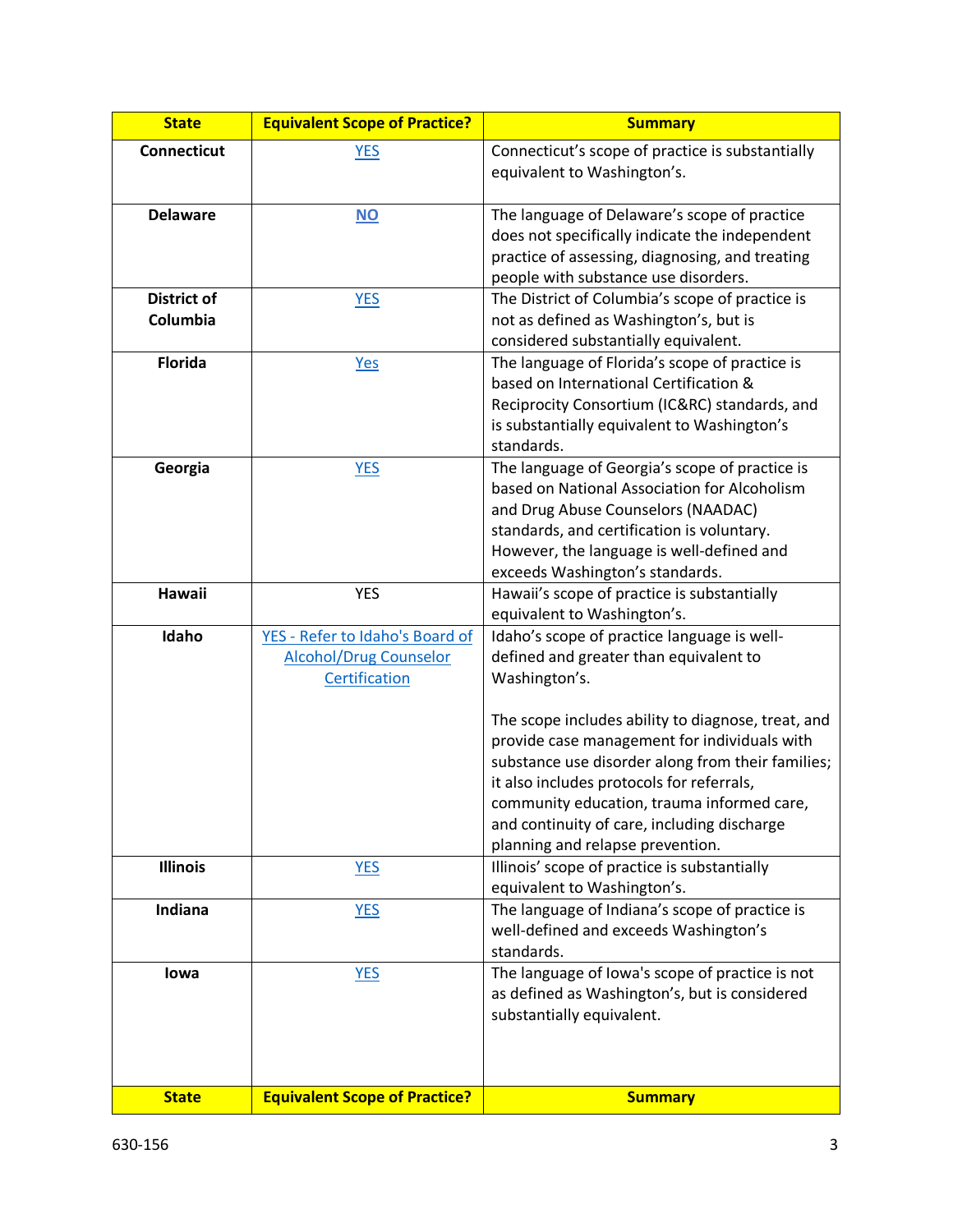| State | Equivalent Scope of Practice? | Summary |
|---|---|---|
| Connecticut | YES | Connecticut's scope of practice is substantially equivalent to Washington's. |
| Delaware | NO | The language of Delaware's scope of practice does not specifically indicate the independent practice of assessing, diagnosing, and treating people with substance use disorders. |
| District of Columbia | YES | The District of Columbia's scope of practice is not as defined as Washington's, but is considered substantially equivalent. |
| Florida | Yes | The language of Florida's scope of practice is based on International Certification & Reciprocity Consortium (IC&RC) standards, and is substantially equivalent to Washington's standards. |
| Georgia | YES | The language of Georgia's scope of practice is based on National Association for Alcoholism and Drug Abuse Counselors (NAADAC) standards, and certification is voluntary. However, the language is well-defined and exceeds Washington's standards. |
| Hawaii | YES | Hawaii's scope of practice is substantially equivalent to Washington's. |
| Idaho | YES - Refer to Idaho's Board of Alcohol/Drug Counselor Certification | Idaho's scope of practice language is well-defined and greater than equivalent to Washington's.<br><br>The scope includes ability to diagnose, treat, and provide case management for individuals with substance use disorder along from their families; it also includes protocols for referrals, community education, trauma informed care, and continuity of care, including discharge planning and relapse prevention. |
| Illinois | YES | Illinois' scope of practice is substantially equivalent to Washington's. |
| Indiana | YES | The language of Indiana's scope of practice is well-defined and exceeds Washington's standards. |
| Iowa | YES | The language of Iowa's scope of practice is not as defined as Washington's, but is considered substantially equivalent. |

630-156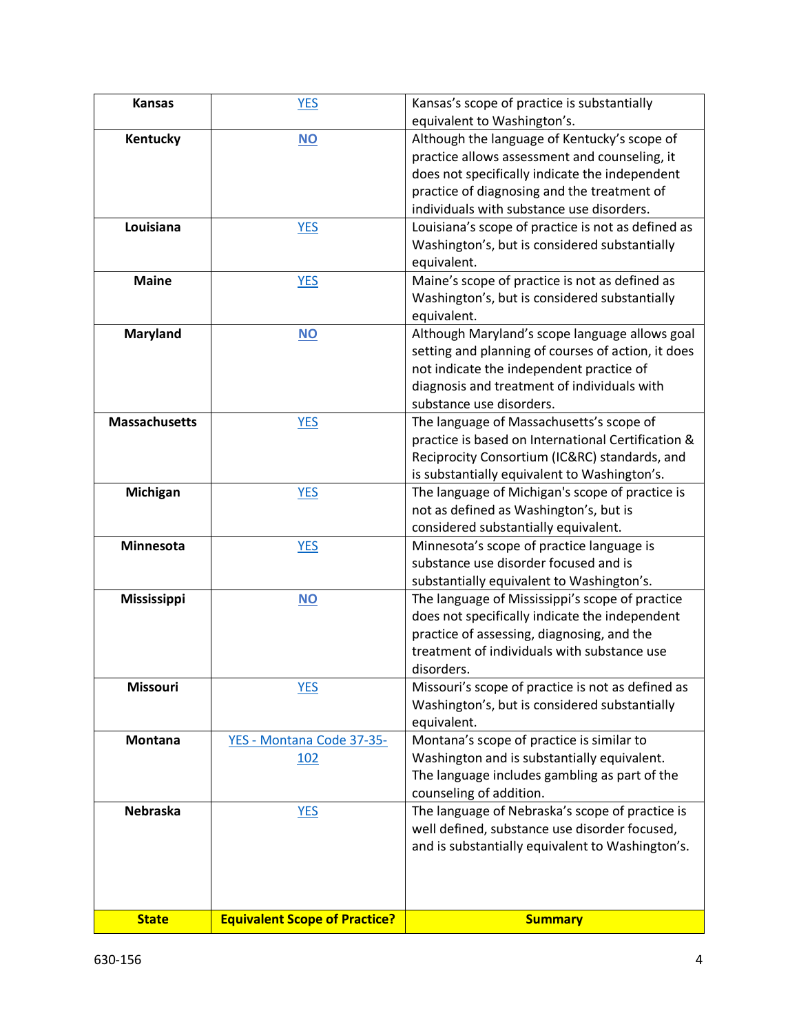| State | Equivalent Scope of Practice? | Summary |
| --- | --- | --- |
| **Kansas** | YES | Kansas's scope of practice is substantially equivalent to Washington's. |
| **Kentucky** | **NO** | Although the language of Kentucky's scope of practice allows assessment and counseling, it does not specifically indicate the independent practice of diagnosing and the treatment of individuals with substance use disorders. |
| **Louisiana** | YES | Louisiana's scope of practice is not as defined as Washington's, but is considered substantially equivalent. |
| **Maine** | YES | Maine's scope of practice is not as defined as Washington's, but is considered substantially equivalent. |
| **Maryland** | **NO** | Although Maryland's scope language allows goal setting and planning of courses of action, it does not indicate the independent practice of diagnosis and treatment of individuals with substance use disorders. |
| **Massachusetts** | YES | The language of Massachusetts's scope of practice is based on International Certification & Reciprocity Consortium (IC&RC) standards, and is substantially equivalent to Washington's. |
| **Michigan** | YES | The language of Michigan's scope of practice is not as defined as Washington's, but is considered substantially equivalent. |
| **Minnesota** | YES | Minnesota's scope of practice language is substance use disorder focused and is substantially equivalent to Washington's. |
| **Mississippi** | **NO** | The language of Mississippi's scope of practice does not specifically indicate the independent practice of assessing, diagnosing, and the treatment of individuals with substance use disorders. |
| **Missouri** | YES | Missouri's scope of practice is not as defined as Washington's, but is considered substantially equivalent. |
| **Montana** | YES - Montana Code 37-35-102 | Montana's scope of practice is similar to Washington and is substantially equivalent. The language includes gambling as part of the counseling of addition. |
| **Nebraska** | YES | The language of Nebraska's scope of practice is well defined, substance use disorder focused, and is substantially equivalent to Washington's. |

630-156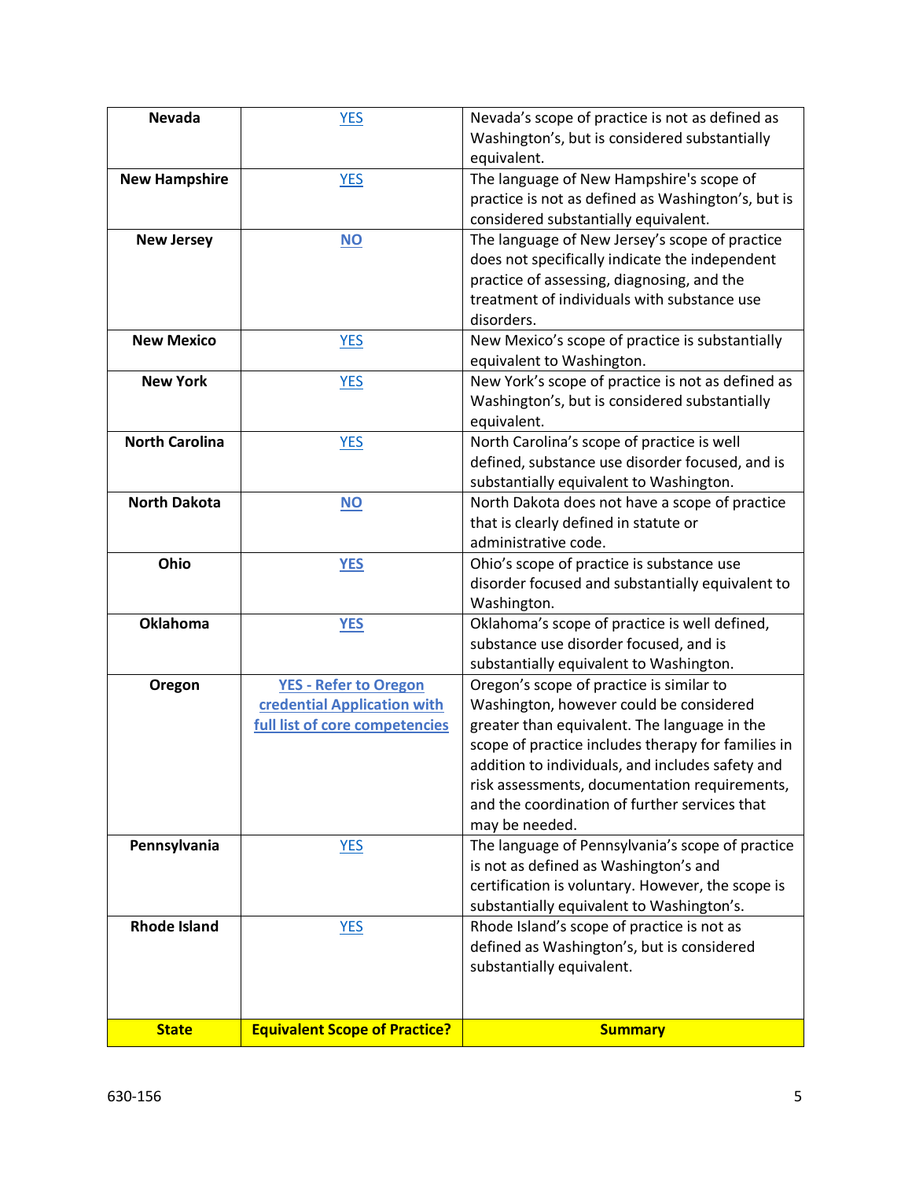| State | Equivalent Scope of Practice? | Summary |
|---|---|---|
| **Nevada** | YES | Nevada's scope of practice is not as defined as Washington's, but is considered substantially equivalent. |
| **New Hampshire** | YES | The language of New Hampshire's scope of practice is not as defined as Washington's, but is considered substantially equivalent. |
| **New Jersey** | **NO** | The language of New Jersey's scope of practice does not specifically indicate the independent practice of assessing, diagnosing, and the treatment of individuals with substance use disorders. |
| **New Mexico** | YES | New Mexico's scope of practice is substantially equivalent to Washington. |
| **New York** | YES | New York's scope of practice is not as defined as Washington's, but is considered substantially equivalent. |
| **North Carolina** | YES | North Carolina's scope of practice is well defined, substance use disorder focused, and is substantially equivalent to Washington. |
| **North Dakota** | **NO** | North Dakota does not have a scope of practice that is clearly defined in statute or administrative code. |
| **Ohio** | **YES** | Ohio's scope of practice is substance use disorder focused and substantially equivalent to Washington. |
| **Oklahoma** | **YES** | Oklahoma's scope of practice is well defined, substance use disorder focused, and is substantially equivalent to Washington. |
| **Oregon** | **YES - Refer to Oregon credential Application with full list of core competencies** | Oregon's scope of practice is similar to Washington, however could be considered greater than equivalent. The language in the scope of practice includes therapy for families in addition to individuals, and includes safety and risk assessments, documentation requirements, and the coordination of further services that may be needed. |
| **Pennsylvania** | YES | The language of Pennsylvania's scope of practice is not as defined as Washington's and certification is voluntary. However, the scope is substantially equivalent to Washington's. |
| **Rhode Island** | YES | Rhode Island's scope of practice is not as defined as Washington's, but is considered substantially equivalent. |
| **State** | **Equivalent Scope of Practice?** | **Summary** |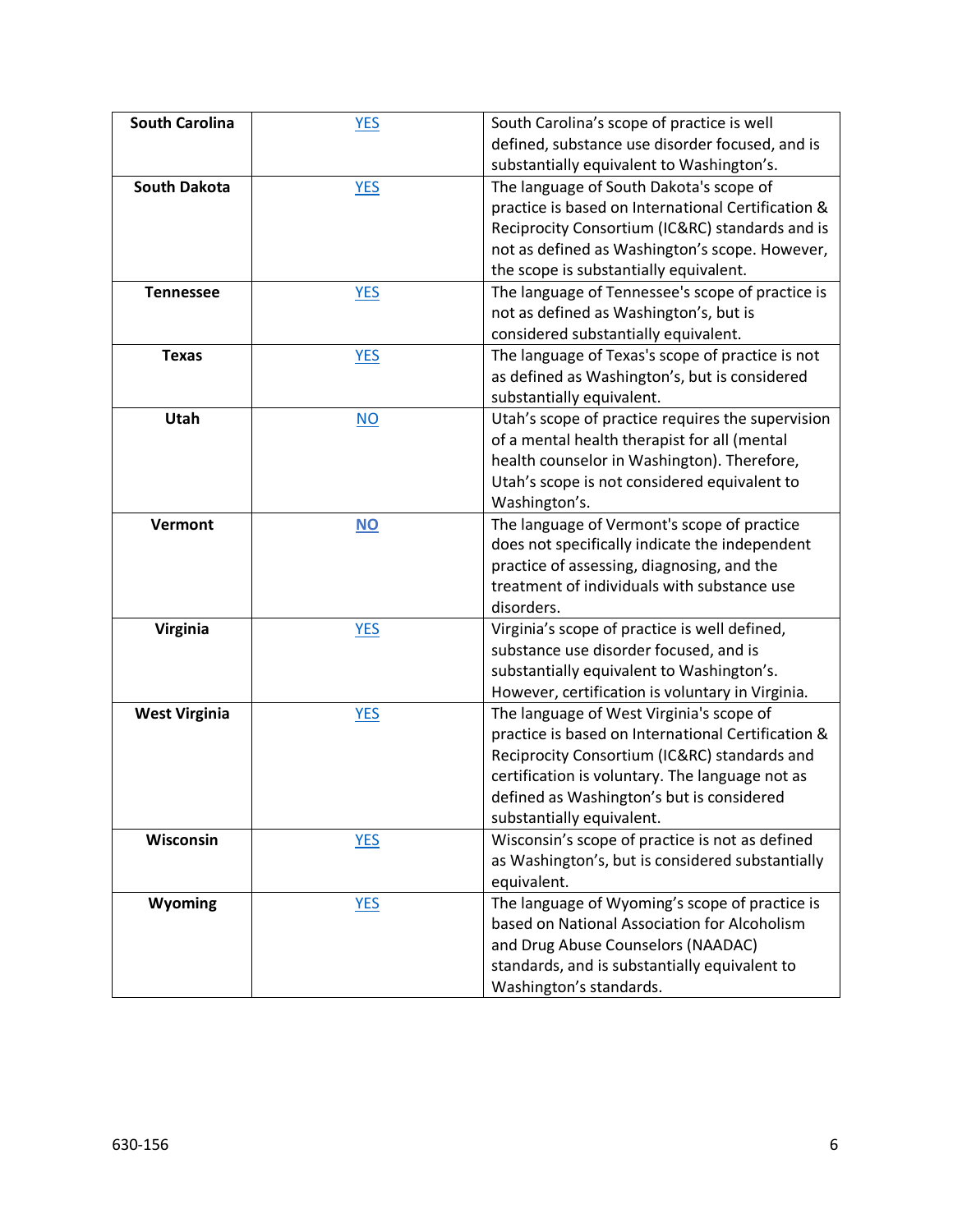| | | |
|---|---|---|
| **South Carolina** | YES | South Carolina's scope of practice is well defined, substance use disorder focused, and is substantially equivalent to Washington's. |
| **South Dakota** | YES | The language of South Dakota's scope of practice is based on International Certification & Reciprocity Consortium (IC&RC) standards and is not as defined as Washington's scope. However, the scope is substantially equivalent. |
| **Tennessee** | YES | The language of Tennessee's scope of practice is not as defined as Washington's, but is considered substantially equivalent. |
| **Texas** | YES | The language of Texas's scope of practice is not as defined as Washington's, but is considered substantially equivalent. |
| **Utah** | NO | Utah's scope of practice requires the supervision of a mental health therapist for all (mental health counselor in Washington). Therefore, Utah's scope is not considered equivalent to Washington's. |
| **Vermont** | **NO** | The language of Vermont's scope of practice does not specifically indicate the independent practice of assessing, diagnosing, and the treatment of individuals with substance use disorders. |
| **Virginia** | YES | Virginia's scope of practice is well defined, substance use disorder focused, and is substantially equivalent to Washington's. However, certification is voluntary in Virginia. |
| **West Virginia** | YES | The language of West Virginia's scope of practice is based on International Certification & Reciprocity Consortium (IC&RC) standards and certification is voluntary. The language not as defined as Washington's but is considered substantially equivalent. |
| **Wisconsin** | YES | Wisconsin's scope of practice is not as defined as Washington's, but is considered substantially equivalent. |
| **Wyoming** | YES | The language of Wyoming's scope of practice is based on National Association for Alcoholism and Drug Abuse Counselors (NAADAC) standards, and is substantially equivalent to Washington's standards. |